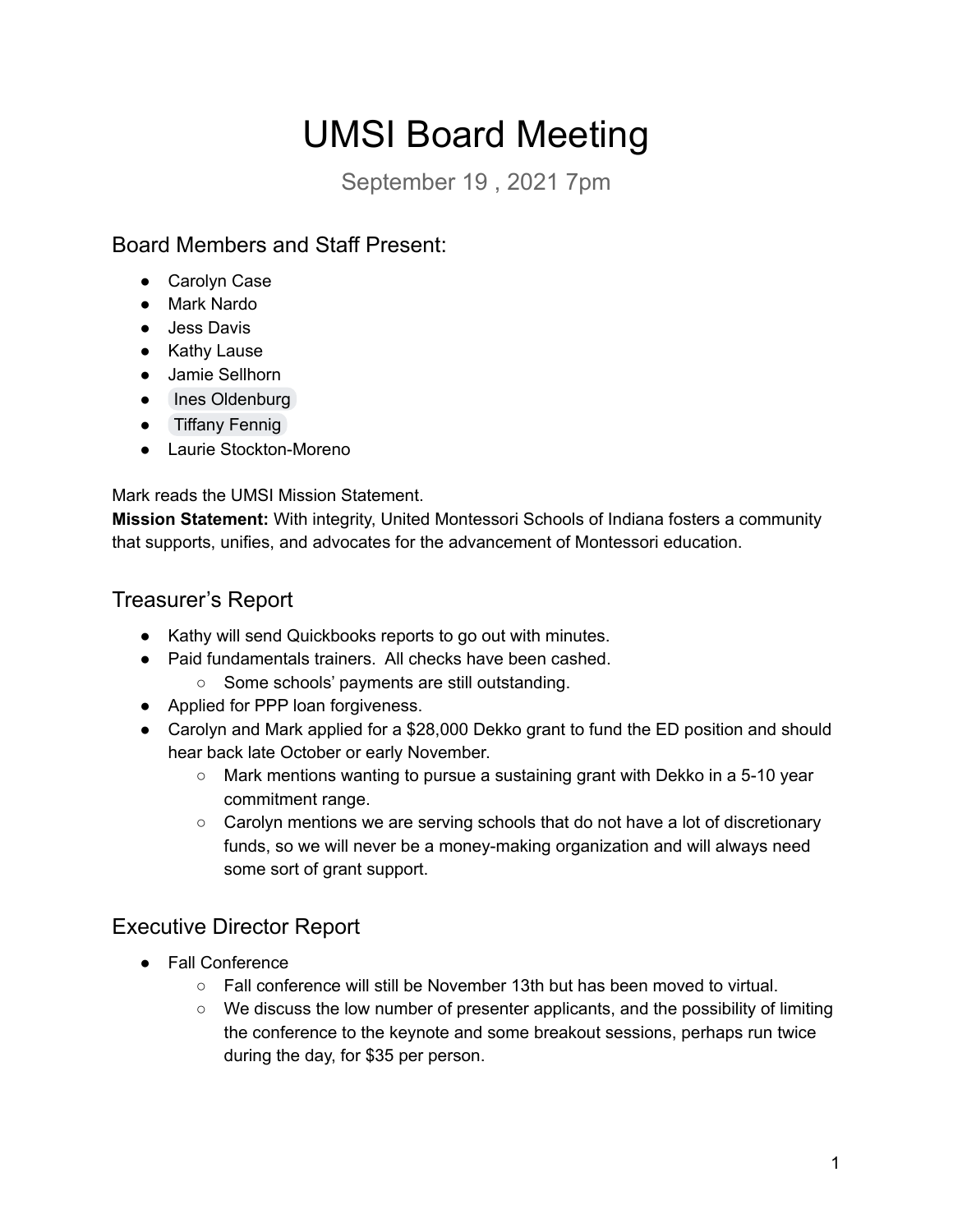# UMSI Board Meeting

September 19 , 2021 7pm

## Board Members and Staff Present:

- Carolyn Case
- Mark Nardo
- Jess Davis
- Kathy Lause
- Jamie Sellhorn
- Ines Oldenburg
- Tiffany Fennig
- Laurie Stockton-Moreno

Mark reads the UMSI Mission Statement.

**Mission Statement:** With integrity, United Montessori Schools of Indiana fosters a community that supports, unifies, and advocates for the advancement of Montessori education.

## Treasurer's Report

- Kathy will send Quickbooks reports to go out with minutes.
- Paid fundamentals trainers. All checks have been cashed.
    - Some schools' payments are still outstanding.
- Applied for PPP loan forgiveness.
- Carolyn and Mark applied for a $28,000 Dekko grant to fund the ED position and should hear back late October or early November.
    - Mark mentions wanting to pursue a sustaining grant with Dekko in a 5-10 year commitment range.
    - Carolyn mentions we are serving schools that do not have a lot of discretionary funds, so we will never be a money-making organization and will always need some sort of grant support.

## Executive Director Report

- Fall Conference
    - Fall conference will still be November 13th but has been moved to virtual.
    - We discuss the low number of presenter applicants, and the possibility of limiting the conference to the keynote and some breakout sessions, perhaps run twice during the day, for $35 per person.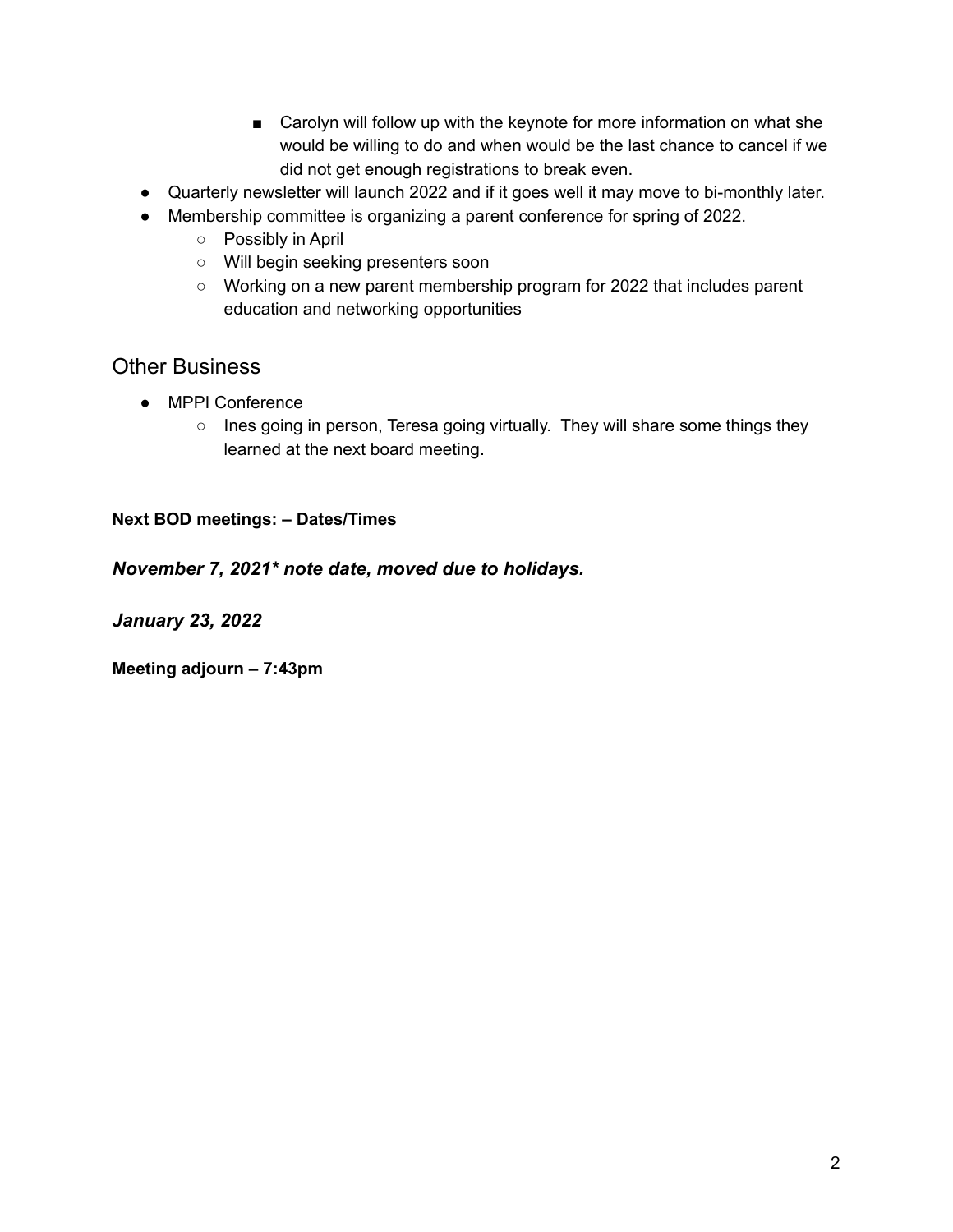- Carolyn will follow up with the keynote for more information on what she would be willing to do and when would be the last chance to cancel if we did not get enough registrations to break even.
- Quarterly newsletter will launch 2022 and if it goes well it may move to bi-monthly later.
- Membership committee is organizing a parent conference for spring of 2022.
    - Possibly in April
    - Will begin seeking presenters soon
    - Working on a new parent membership program for 2022 that includes parent education and networking opportunities

## Other Business

- MPPI Conference
    - Ines going in person, Teresa going virtually. They will share some things they learned at the next board meeting.

**Next BOD meetings: – Dates/Times**

***November 7, 2021* note date, moved due to holidays.***

***January 23, 2022***

**Meeting adjourn – 7:43pm**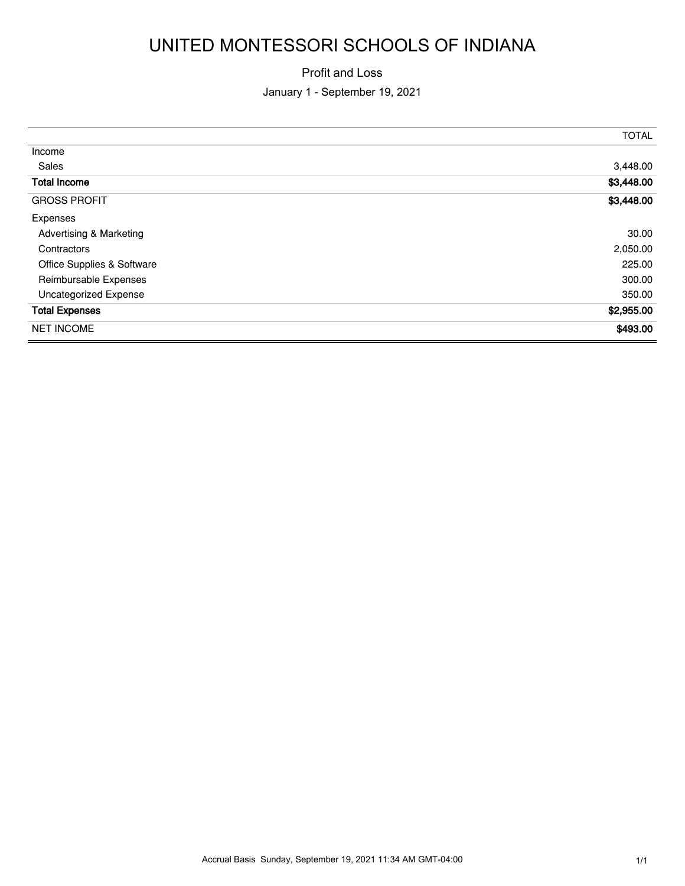# UNITED MONTESSORI SCHOOLS OF INDIANA

Profit and Loss

January 1 - September 19, 2021

| | TOTAL |
|---|---|
| Income | |
| Sales | 3,448.00 |
| **Total Income** | **$3,448.00** |
| GROSS PROFIT | **$3,448.00** |
| Expenses | |
| Advertising & Marketing | 30.00 |
| Contractors | 2,050.00 |
| Office Supplies & Software | 225.00 |
| Reimbursable Expenses | 300.00 |
| Uncategorized Expense | 350.00 |
| **Total Expenses** | **$2,955.00** |
| NET INCOME | **$493.00** |

Accrual Basis Sunday, September 19, 2021 11:34 AM GMT-04:00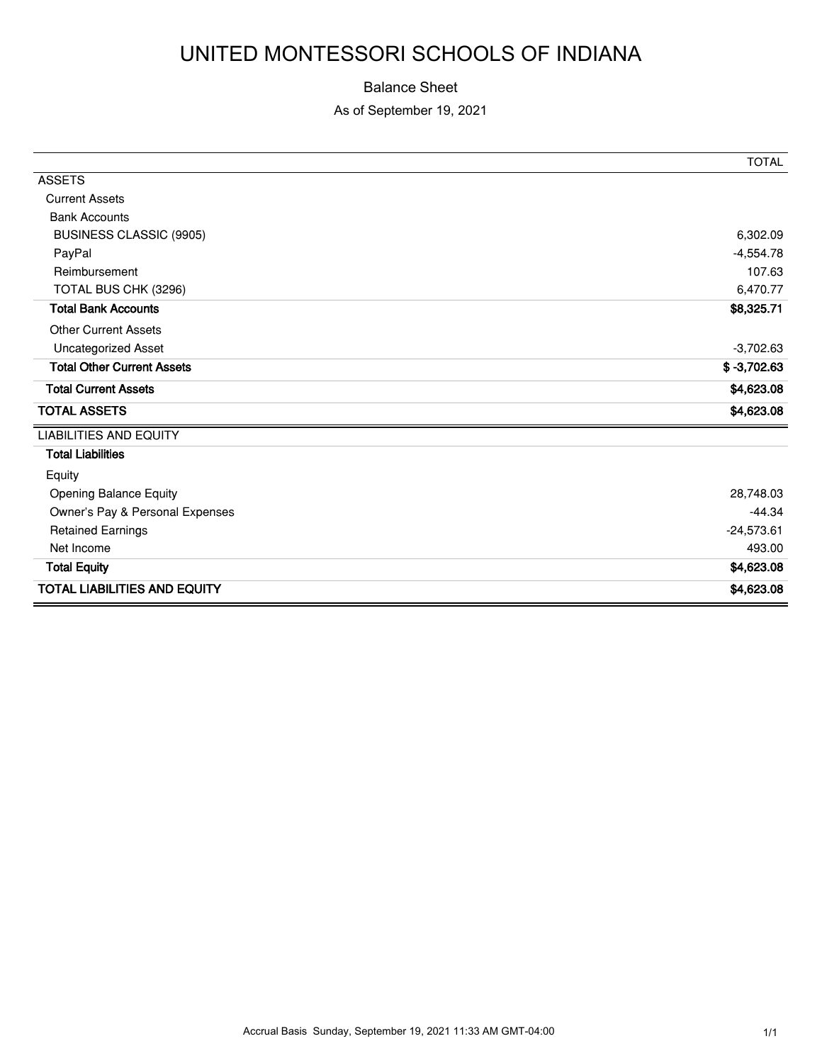# UNITED MONTESSORI SCHOOLS OF INDIANA

Balance Sheet

As of September 19, 2021

| | TOTAL |
|---|---|
| ASSETS | |
| Current Assets | |
| Bank Accounts | |
| BUSINESS CLASSIC (9905) | 6,302.09 |
| PayPal | -4,554.78 |
| Reimbursement | 107.63 |
| TOTAL BUS CHK (3296) | 6,470.77 |
| **Total Bank Accounts** | **$8,325.71** |
| Other Current Assets | |
| Uncategorized Asset | -3,702.63 |
| **Total Other Current Assets** | **$ -3,702.63** |
| **Total Current Assets** | **$4,623.08** |
| **TOTAL ASSETS** | **$4,623.08** |
| LIABILITIES AND EQUITY | |
| **Total Liabilities** | |
| Equity | |
| Opening Balance Equity | 28,748.03 |
| Owner's Pay & Personal Expenses | -44.34 |
| Retained Earnings | -24,573.61 |
| Net Income | 493.00 |
| **Total Equity** | **$4,623.08** |
| **TOTAL LIABILITIES AND EQUITY** | **$4,623.08** |

Accrual Basis Sunday, September 19, 2021 11:33 AM GMT-04:00